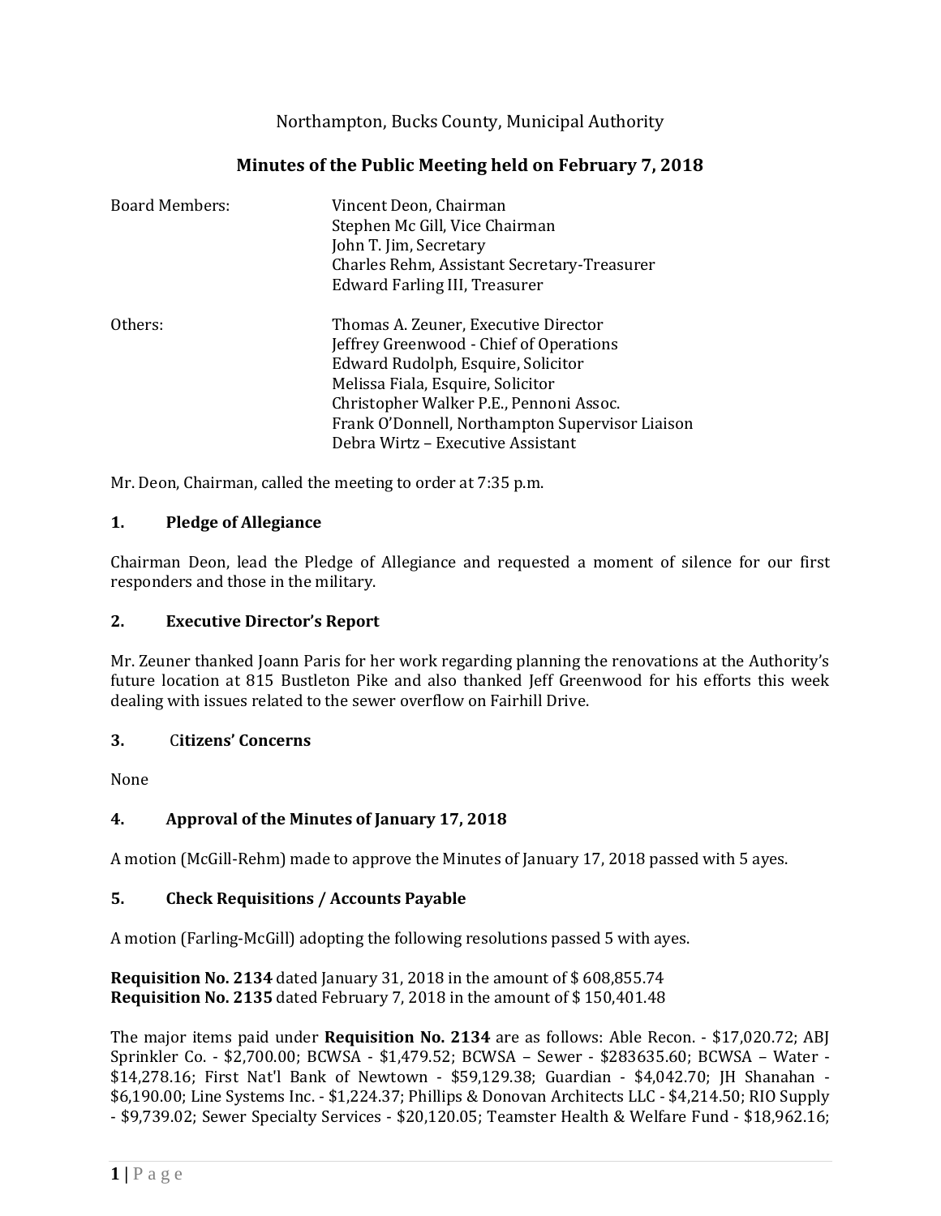Northampton, Bucks County, Municipal Authority

# Minutes of the Public Meeting held on February 7, 2018

| | |
|---|---|
| Board Members: | Vincent Deon, Chairman |
| | Stephen Mc Gill, Vice Chairman |
| | John T. Jim, Secretary |
| | Charles Rehm, Assistant Secretary-Treasurer |
| | Edward Farling III, Treasurer |
| Others: | Thomas A. Zeuner, Executive Director |
| | Jeffrey Greenwood - Chief of Operations |
| | Edward Rudolph, Esquire, Solicitor |
| | Melissa Fiala, Esquire, Solicitor |
| | Christopher Walker P.E., Pennoni Assoc. |
| | Frank O'Donnell, Northampton Supervisor Liaison |
| | Debra Wirtz – Executive Assistant |

Mr. Deon, Chairman, called the meeting to order at 7:35 p.m.

## 1. Pledge of Allegiance

Chairman Deon, lead the Pledge of Allegiance and requested a moment of silence for our first responders and those in the military.

## 2. Executive Director's Report

Mr. Zeuner thanked Joann Paris for her work regarding planning the renovations at the Authority's future location at 815 Bustleton Pike and also thanked Jeff Greenwood for his efforts this week dealing with issues related to the sewer overflow on Fairhill Drive.

## 3. Citizens' Concerns

None

## 4. Approval of the Minutes of January 17, 2018

A motion (McGill-Rehm) made to approve the Minutes of January 17, 2018 passed with 5 ayes.

## 5. Check Requisitions / Accounts Payable

A motion (Farling-McGill) adopting the following resolutions passed 5 with ayes.

**Requisition No. 2134** dated January 31, 2018 in the amount of $ 608,855.74
**Requisition No. 2135** dated February 7, 2018 in the amount of $ 150,401.48

The major items paid under **Requisition No. 2134** are as follows: Able Recon. - $17,020.72; ABJ Sprinkler Co. - $2,700.00; BCWSA - $1,479.52; BCWSA – Sewer - $283635.60; BCWSA – Water - $14,278.16; First Nat'l Bank of Newtown - $59,129.38; Guardian - $4,042.70; JH Shanahan - $6,190.00; Line Systems Inc. - $1,224.37; Phillips & Donovan Architects LLC - $4,214.50; RIO Supply - $9,739.02; Sewer Specialty Services - $20,120.05; Teamster Health & Welfare Fund - $18,962.16;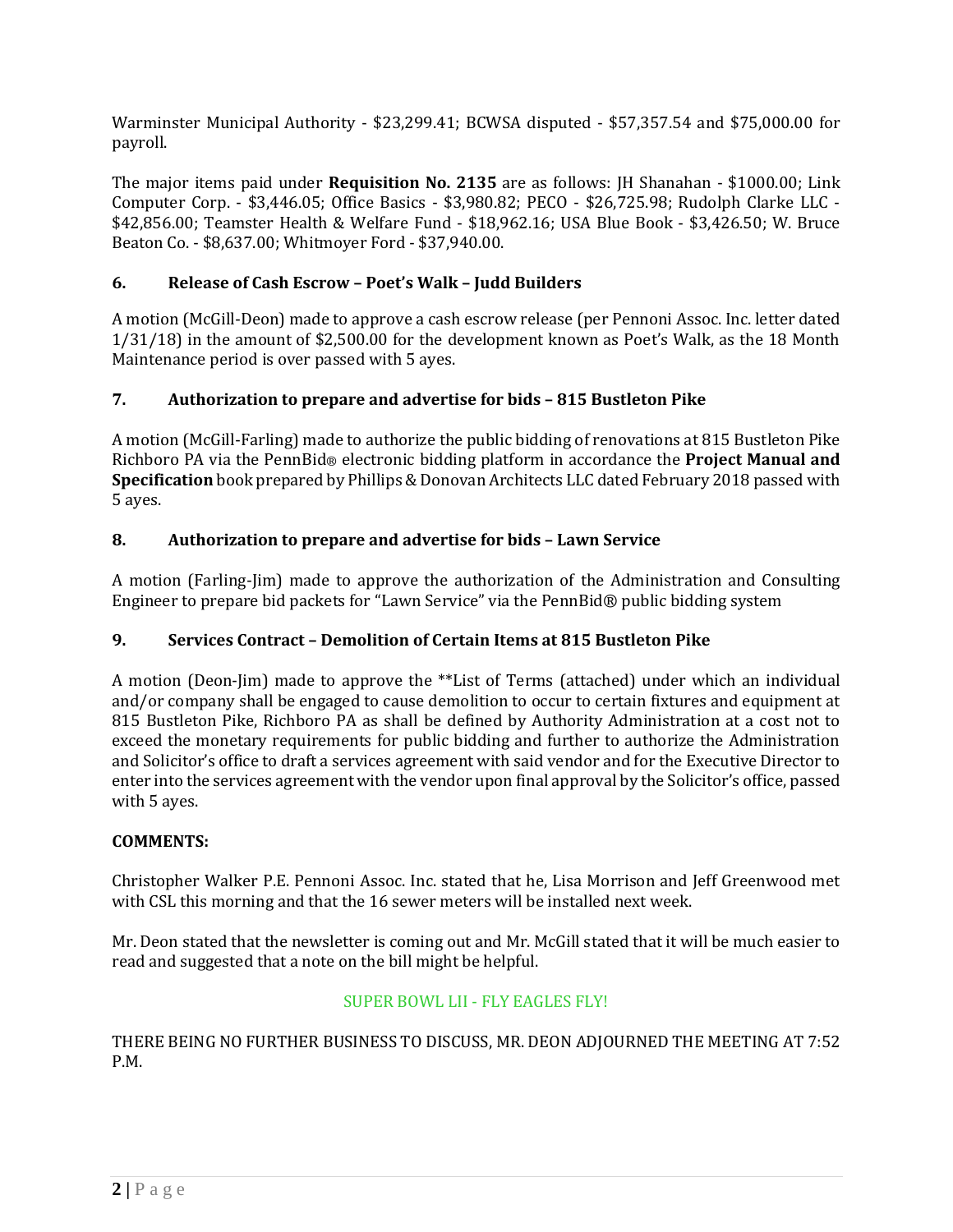Warminster Municipal Authority - $23,299.41; BCWSA disputed - $57,357.54 and $75,000.00 for payroll.

The major items paid under **Requisition No. 2135** are as follows: JH Shanahan - $1000.00; Link Computer Corp. - $3,446.05; Office Basics - $3,980.82; PECO - $26,725.98; Rudolph Clarke LLC - $42,856.00; Teamster Health & Welfare Fund - $18,962.16; USA Blue Book - $3,426.50; W. Bruce Beaton Co. - $8,637.00; Whitmoyer Ford - $37,940.00.

### 6. Release of Cash Escrow – Poet's Walk – Judd Builders

A motion (McGill-Deon) made to approve a cash escrow release (per Pennoni Assoc. Inc. letter dated 1/31/18) in the amount of $2,500.00 for the development known as Poet's Walk, as the 18 Month Maintenance period is over passed with 5 ayes.

### 7. Authorization to prepare and advertise for bids – 815 Bustleton Pike

A motion (McGill-Farling) made to authorize the public bidding of renovations at 815 Bustleton Pike Richboro PA via the PennBid® electronic bidding platform in accordance the **Project Manual and Specification** book prepared by Phillips & Donovan Architects LLC dated February 2018 passed with 5 ayes.

### 8. Authorization to prepare and advertise for bids – Lawn Service

A motion (Farling-Jim) made to approve the authorization of the Administration and Consulting Engineer to prepare bid packets for "Lawn Service" via the PennBid® public bidding system

### 9. Services Contract – Demolition of Certain Items at 815 Bustleton Pike

A motion (Deon-Jim) made to approve the **List of Terms (attached) under which an individual and/or company shall be engaged to cause demolition to occur to certain fixtures and equipment at 815 Bustleton Pike, Richboro PA as shall be defined by Authority Administration at a cost not to exceed the monetary requirements for public bidding and further to authorize the Administration and Solicitor's office to draft a services agreement with said vendor and for the Executive Director to enter into the services agreement with the vendor upon final approval by the Solicitor's office, passed with 5 ayes.

**COMMENTS:**

Christopher Walker P.E. Pennoni Assoc. Inc. stated that he, Lisa Morrison and Jeff Greenwood met with CSL this morning and that the 16 sewer meters will be installed next week.

Mr. Deon stated that the newsletter is coming out and Mr. McGill stated that it will be much easier to read and suggested that a note on the bill might be helpful.

SUPER BOWL LII - FLY EAGLES FLY!

THERE BEING NO FURTHER BUSINESS TO DISCUSS, MR. DEON ADJOURNED THE MEETING AT 7:52 P.M.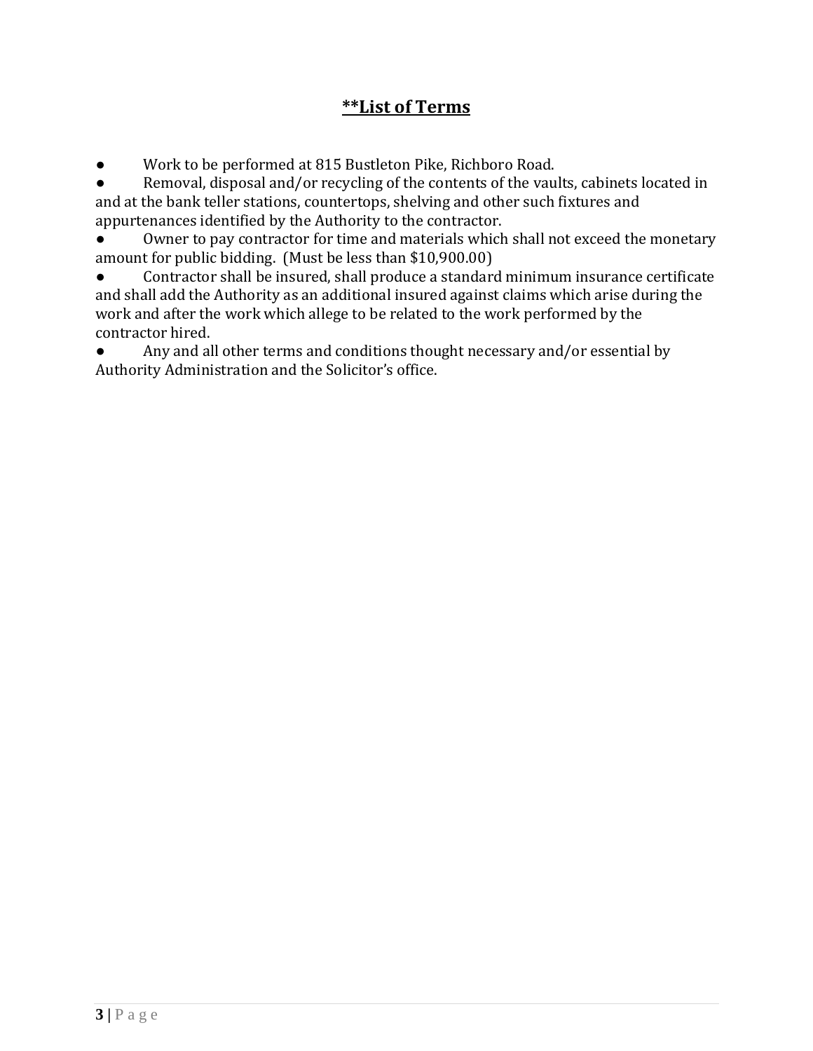## **List of Terms

- Work to be performed at 815 Bustleton Pike, Richboro Road.
- Removal, disposal and/or recycling of the contents of the vaults, cabinets located in and at the bank teller stations, countertops, shelving and other such fixtures and appurtenances identified by the Authority to the contractor.
- Owner to pay contractor for time and materials which shall not exceed the monetary amount for public bidding. (Must be less than $10,900.00)
- Contractor shall be insured, shall produce a standard minimum insurance certificate and shall add the Authority as an additional insured against claims which arise during the work and after the work which allege to be related to the work performed by the contractor hired.
- Any and all other terms and conditions thought necessary and/or essential by Authority Administration and the Solicitor's office.